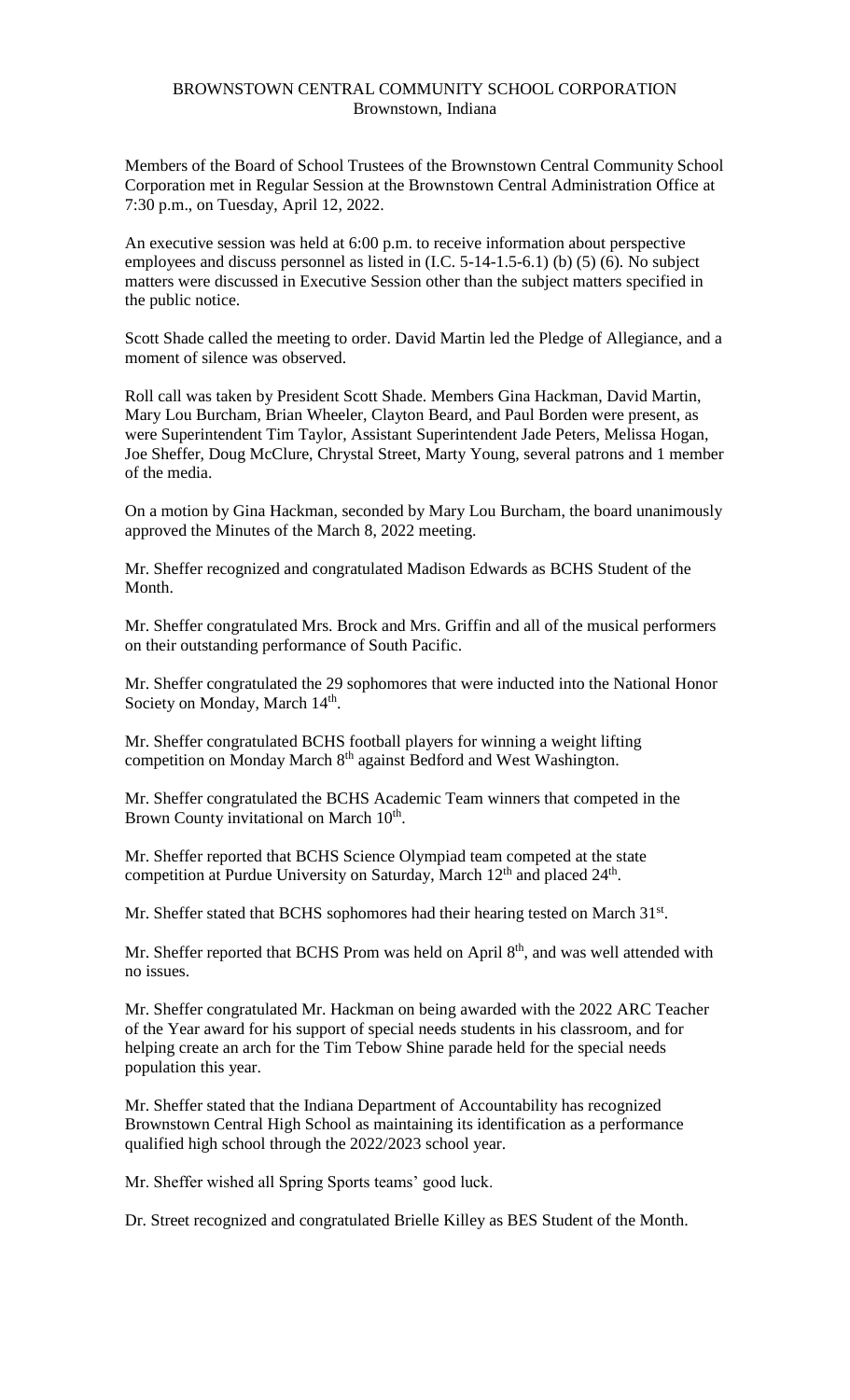BROWNSTOWN CENTRAL COMMUNITY SCHOOL CORPORATION
Brownstown, Indiana

Members of the Board of School Trustees of the Brownstown Central Community School Corporation met in Regular Session at the Brownstown Central Administration Office at 7:30 p.m., on Tuesday, April 12, 2022.

An executive session was held at 6:00 p.m. to receive information about perspective employees and discuss personnel as listed in (I.C. 5-14-1.5-6.1) (b) (5) (6). No subject matters were discussed in Executive Session other than the subject matters specified in the public notice.

Scott Shade called the meeting to order. David Martin led the Pledge of Allegiance, and a moment of silence was observed.

Roll call was taken by President Scott Shade. Members Gina Hackman, David Martin, Mary Lou Burcham, Brian Wheeler, Clayton Beard, and Paul Borden were present, as were Superintendent Tim Taylor, Assistant Superintendent Jade Peters, Melissa Hogan, Joe Sheffer, Doug McClure, Chrystal Street, Marty Young, several patrons and 1 member of the media.

On a motion by Gina Hackman, seconded by Mary Lou Burcham, the board unanimously approved the Minutes of the March 8, 2022 meeting.

Mr. Sheffer recognized and congratulated Madison Edwards as BCHS Student of the Month.

Mr. Sheffer congratulated Mrs. Brock and Mrs. Griffin and all of the musical performers on their outstanding performance of South Pacific.

Mr. Sheffer congratulated the 29 sophomores that were inducted into the National Honor Society on Monday, March 14th.

Mr. Sheffer congratulated BCHS football players for winning a weight lifting competition on Monday March 8th against Bedford and West Washington.

Mr. Sheffer congratulated the BCHS Academic Team winners that competed in the Brown County invitational on March 10th.

Mr. Sheffer reported that BCHS Science Olympiad team competed at the state competition at Purdue University on Saturday, March 12th and placed 24th.

Mr. Sheffer stated that BCHS sophomores had their hearing tested on March 31st.

Mr. Sheffer reported that BCHS Prom was held on April 8th, and was well attended with no issues.

Mr. Sheffer congratulated Mr. Hackman on being awarded with the 2022 ARC Teacher of the Year award for his support of special needs students in his classroom, and for helping create an arch for the Tim Tebow Shine parade held for the special needs population this year.

Mr. Sheffer stated that the Indiana Department of Accountability has recognized Brownstown Central High School as maintaining its identification as a performance qualified high school through the 2022/2023 school year.

Mr. Sheffer wished all Spring Sports teams' good luck.

Dr. Street recognized and congratulated Brielle Killey as BES Student of the Month.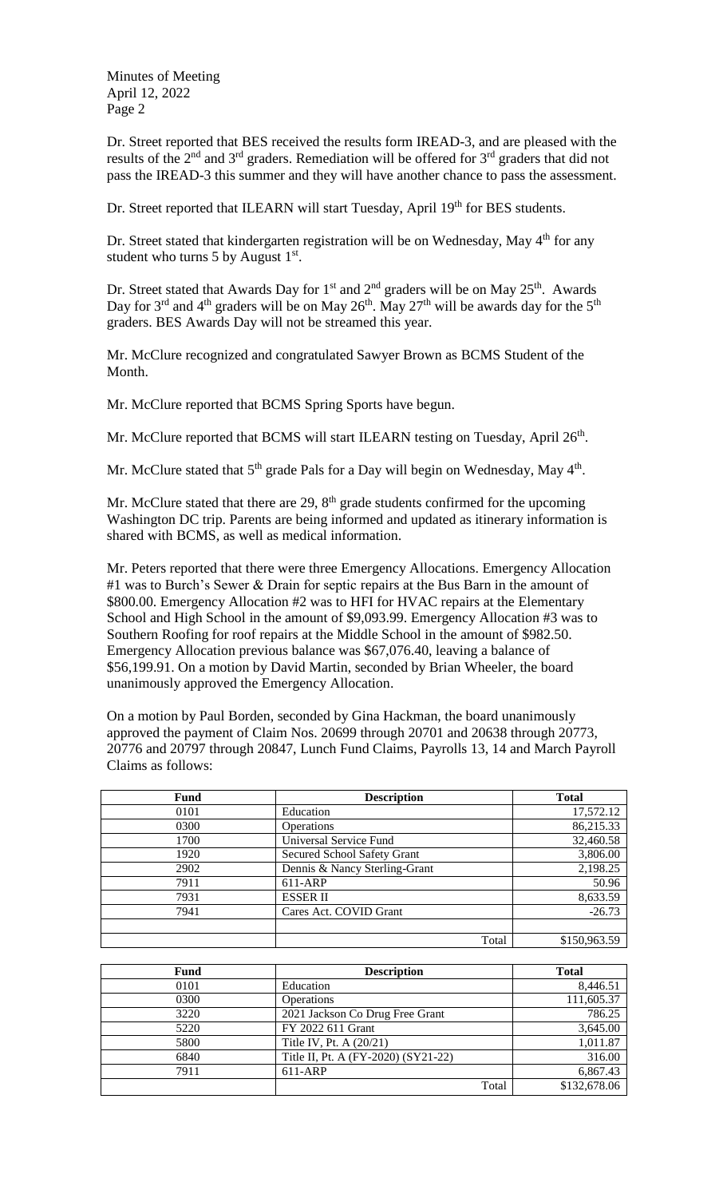Dr. Street reported that BES received the results form IREAD-3, and are pleased with the results of the 2nd and 3rd graders. Remediation will be offered for 3rd graders that did not pass the IREAD-3 this summer and they will have another chance to pass the assessment.

Dr. Street reported that ILEARN will start Tuesday, April 19th for BES students.

Dr. Street stated that kindergarten registration will be on Wednesday, May 4th for any student who turns 5 by August 1st.

Dr. Street stated that Awards Day for 1st and 2nd graders will be on May 25th. Awards Day for 3rd and 4th graders will be on May 26th. May 27th will be awards day for the 5th graders. BES Awards Day will not be streamed this year.

Mr. McClure recognized and congratulated Sawyer Brown as BCMS Student of the Month.

Mr. McClure reported that BCMS Spring Sports have begun.

Mr. McClure reported that BCMS will start ILEARN testing on Tuesday, April 26th.

Mr. McClure stated that 5th grade Pals for a Day will begin on Wednesday, May 4th.

Mr. McClure stated that there are 29, 8th grade students confirmed for the upcoming Washington DC trip. Parents are being informed and updated as itinerary information is shared with BCMS, as well as medical information.

Mr. Peters reported that there were three Emergency Allocations. Emergency Allocation #1 was to Burch's Sewer & Drain for septic repairs at the Bus Barn in the amount of $800.00. Emergency Allocation #2 was to HFI for HVAC repairs at the Elementary School and High School in the amount of $9,093.99. Emergency Allocation #3 was to Southern Roofing for roof repairs at the Middle School in the amount of $982.50. Emergency Allocation previous balance was $67,076.40, leaving a balance of $56,199.91. On a motion by David Martin, seconded by Brian Wheeler, the board unanimously approved the Emergency Allocation.

On a motion by Paul Borden, seconded by Gina Hackman, the board unanimously approved the payment of Claim Nos. 20699 through 20701 and 20638 through 20773, 20776 and 20797 through 20847, Lunch Fund Claims, Payrolls 13, 14 and March Payroll Claims as follows:

| Fund | Description | Total |
|---|---|---|
| 0101 | Education | 17,572.12 |
| 0300 | Operations | 86,215.33 |
| 1700 | Universal Service Fund | 32,460.58 |
| 1920 | Secured School Safety Grant | 3,806.00 |
| 2902 | Dennis & Nancy Sterling-Grant | 2,198.25 |
| 7911 | 611-ARP | 50.96 |
| 7931 | ESSER II | 8,633.59 |
| 7941 | Cares Act. COVID Grant | -26.73 |
| | | |
| | Total | $150,963.59 |

| Fund | Description | Total |
|---|---|---|
| 0101 | Education | 8,446.51 |
| 0300 | Operations | 111,605.37 |
| 3220 | 2021 Jackson Co Drug Free Grant | 786.25 |
| 5220 | FY 2022 611 Grant | 3,645.00 |
| 5800 | Title IV, Pt. A (20/21) | 1,011.87 |
| 6840 | Title II, Pt. A (FY-2020) (SY21-22) | 316.00 |
| 7911 | 611-ARP | 6,867.43 |
| | Total | $132,678.06 |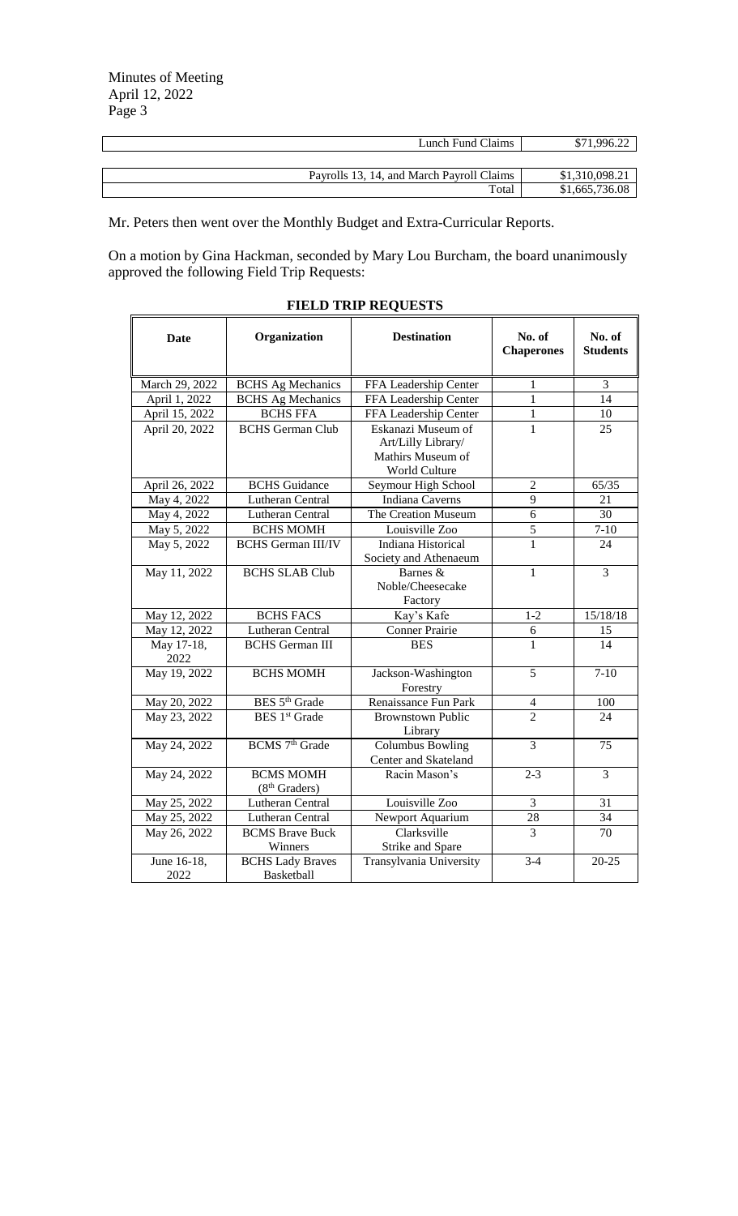| | |
|---|---|
| Lunch Fund Claims | $71,996.22 |
| | |
| Payrolls 13, 14, and March Payroll Claims | $1,310,098.21 |
| Total | $1,665,736.08 |

Mr. Peters then went over the Monthly Budget and Extra-Curricular Reports.

On a motion by Gina Hackman, seconded by Mary Lou Burcham, the board unanimously approved the following Field Trip Requests:

**FIELD TRIP REQUESTS**

| Date | Organization | Destination | No. of Chaperones | No. of Students |
|---|---|---|---|---|
| March 29, 2022 | BCHS Ag Mechanics | FFA Leadership Center | 1 | 3 |
| April 1, 2022 | BCHS Ag Mechanics | FFA Leadership Center | 1 | 14 |
| April 15, 2022 | BCHS FFA | FFA Leadership Center | 1 | 10 |
| April 20, 2022 | BCHS German Club | Eskanazi Museum of Art/Lilly Library/ Mathirs Museum of World Culture | 1 | 25 |
| April 26, 2022 | BCHS Guidance | Seymour High School | 2 | 65/35 |
| May 4, 2022 | Lutheran Central | Indiana Caverns | 9 | 21 |
| May 4, 2022 | Lutheran Central | The Creation Museum | 6 | 30 |
| May 5, 2022 | BCHS MOMH | Louisville Zoo | 5 | 7-10 |
| May 5, 2022 | BCHS German III/IV | Indiana Historical Society and Athenaeum | 1 | 24 |
| May 11, 2022 | BCHS SLAB Club | Barnes & Noble/Cheesecake Factory | 1 | 3 |
| May 12, 2022 | BCHS FACS | Kay's Kafe | 1-2 | 15/18/18 |
| May 12, 2022 | Lutheran Central | Conner Prairie | 6 | 15 |
| May 17-18, 2022 | BCHS German III | BES | 1 | 14 |
| May 19, 2022 | BCHS MOMH | Jackson-Washington Forestry | 5 | 7-10 |
| May 20, 2022 | BES 5th Grade | Renaissance Fun Park | 4 | 100 |
| May 23, 2022 | BES 1st Grade | Brownstown Public Library | 2 | 24 |
| May 24, 2022 | BCMS 7th Grade | Columbus Bowling Center and Skateland | 3 | 75 |
| May 24, 2022 | BCMS MOMH (8th Graders) | Racin Mason's | 2-3 | 3 |
| May 25, 2022 | Lutheran Central | Louisville Zoo | 3 | 31 |
| May 25, 2022 | Lutheran Central | Newport Aquarium | 28 | 34 |
| May 26, 2022 | BCMS Brave Buck Winners | Clarksville Strike and Spare | 3 | 70 |
| June 16-18, 2022 | BCHS Lady Braves Basketball | Transylvania University | 3-4 | 20-25 |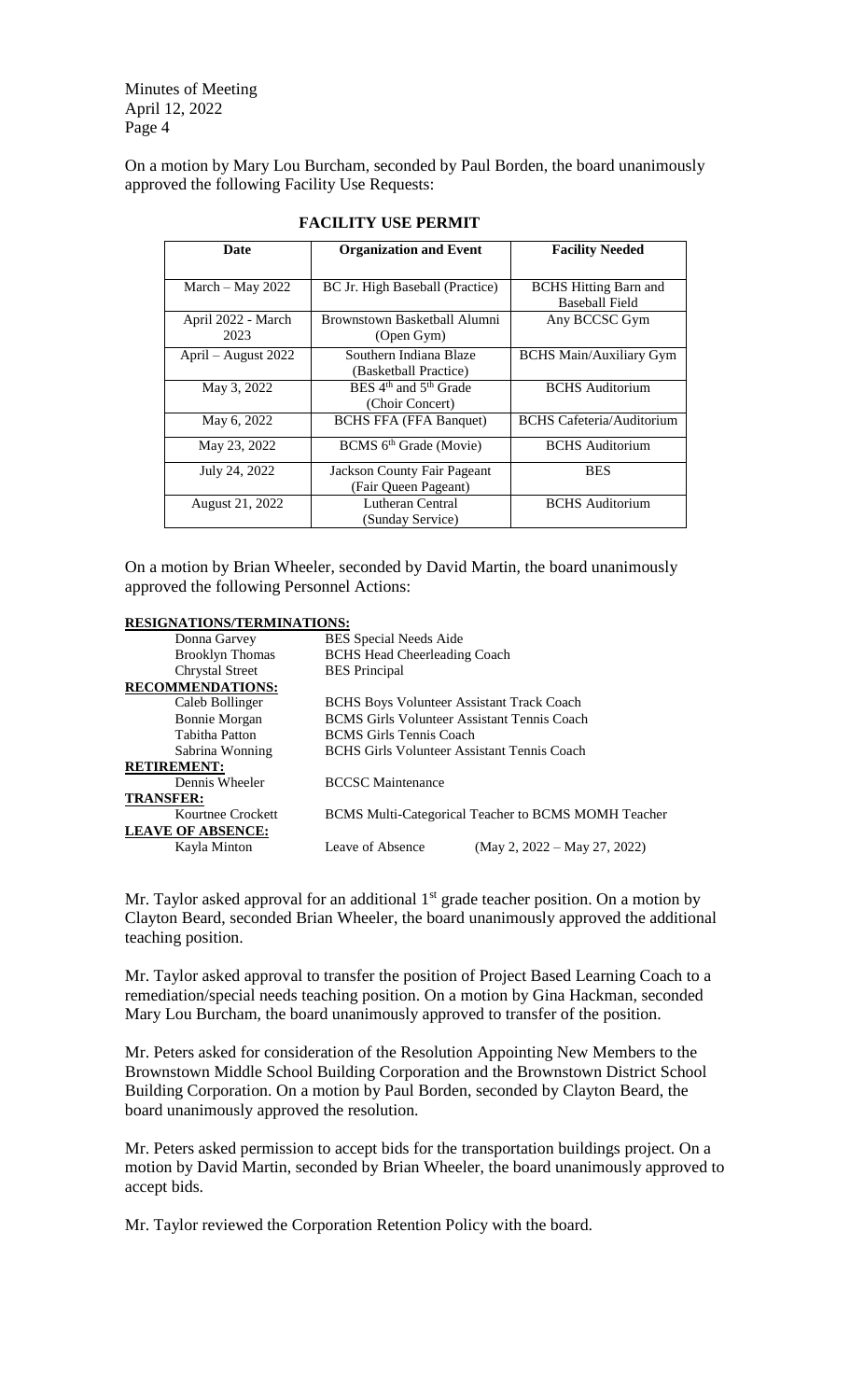On a motion by Mary Lou Burcham, seconded by Paul Borden, the board unanimously approved the following Facility Use Requests:

**FACILITY USE PERMIT**

| Date | Organization and Event | Facility Needed |
|---|---|---|
| March – May 2022 | BC Jr. High Baseball (Practice) | BCHS Hitting Barn and Baseball Field |
| April 2022 - March 2023 | Brownstown Basketball Alumni (Open Gym) | Any BCCSC Gym |
| April – August 2022 | Southern Indiana Blaze (Basketball Practice) | BCHS Main/Auxiliary Gym |
| May 3, 2022 | BES 4th and 5th Grade (Choir Concert) | BCHS Auditorium |
| May 6, 2022 | BCHS FFA (FFA Banquet) | BCHS Cafeteria/Auditorium |
| May 23, 2022 | BCMS 6th Grade (Movie) | BCHS Auditorium |
| July 24, 2022 | Jackson County Fair Pageant (Fair Queen Pageant) | BES |
| August 21, 2022 | Lutheran Central (Sunday Service) | BCHS Auditorium |

On a motion by Brian Wheeler, seconded by David Martin, the board unanimously approved the following Personnel Actions:

**RESIGNATIONS/TERMINATIONS:**

| | |
|---|---|
| Donna Garvey | BES Special Needs Aide |
| Brooklyn Thomas | BCHS Head Cheerleading Coach |
| Chrystal Street | BES Principal |

**RECOMMENDATIONS:**

| | |
|---|---|
| Caleb Bollinger | BCHS Boys Volunteer Assistant Track Coach |
| Bonnie Morgan | BCMS Girls Volunteer Assistant Tennis Coach |
| Tabitha Patton | BCMS Girls Tennis Coach |
| Sabrina Wonning | BCHS Girls Volunteer Assistant Tennis Coach |

**RETIREMENT:**

| | |
|---|---|
| Dennis Wheeler | BCCSC Maintenance |

**TRANSFER:**

| | |
|---|---|
| Kourtnee Crockett | BCMS Multi-Categorical Teacher to BCMS MOMH Teacher |

**LEAVE OF ABSENCE:**

| | | |
|---|---|---|
| Kayla Minton | Leave of Absence | (May 2, 2022 – May 27, 2022) |

Mr. Taylor asked approval for an additional 1st grade teacher position. On a motion by Clayton Beard, seconded Brian Wheeler, the board unanimously approved the additional teaching position.

Mr. Taylor asked approval to transfer the position of Project Based Learning Coach to a remediation/special needs teaching position. On a motion by Gina Hackman, seconded Mary Lou Burcham, the board unanimously approved to transfer of the position.

Mr. Peters asked for consideration of the Resolution Appointing New Members to the Brownstown Middle School Building Corporation and the Brownstown District School Building Corporation. On a motion by Paul Borden, seconded by Clayton Beard, the board unanimously approved the resolution.

Mr. Peters asked permission to accept bids for the transportation buildings project. On a motion by David Martin, seconded by Brian Wheeler, the board unanimously approved to accept bids.

Mr. Taylor reviewed the Corporation Retention Policy with the board.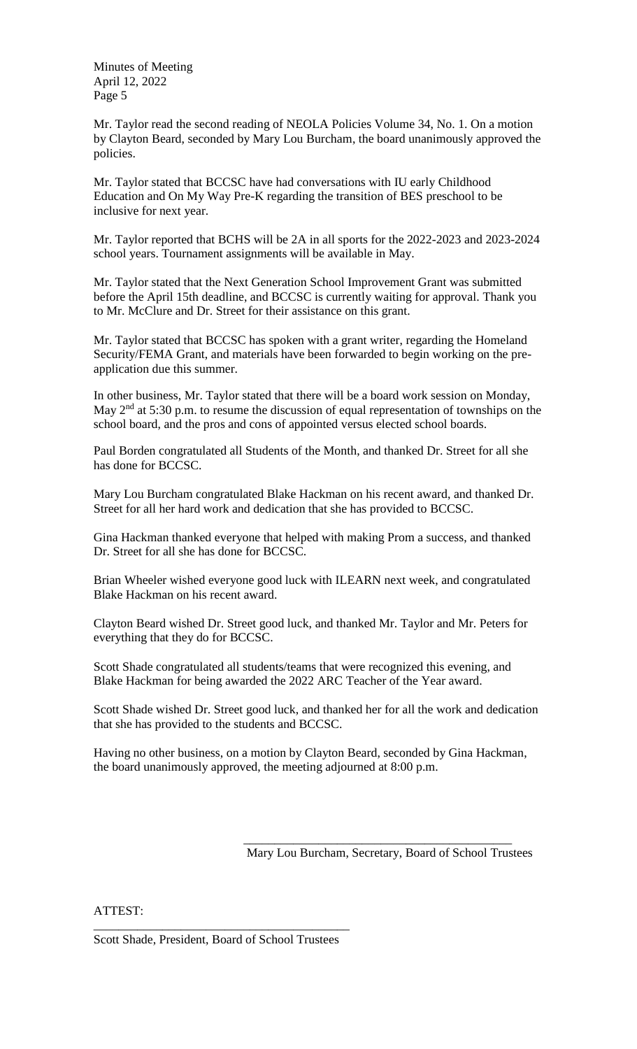Mr. Taylor read the second reading of NEOLA Policies Volume 34, No. 1. On a motion by Clayton Beard, seconded by Mary Lou Burcham, the board unanimously approved the policies.

Mr. Taylor stated that BCCSC have had conversations with IU early Childhood Education and On My Way Pre-K regarding the transition of BES preschool to be inclusive for next year.

Mr. Taylor reported that BCHS will be 2A in all sports for the 2022-2023 and 2023-2024 school years. Tournament assignments will be available in May.

Mr. Taylor stated that the Next Generation School Improvement Grant was submitted before the April 15th deadline, and BCCSC is currently waiting for approval. Thank you to Mr. McClure and Dr. Street for their assistance on this grant.

Mr. Taylor stated that BCCSC has spoken with a grant writer, regarding the Homeland Security/FEMA Grant, and materials have been forwarded to begin working on the pre-application due this summer.

In other business, Mr. Taylor stated that there will be a board work session on Monday, May 2nd at 5:30 p.m. to resume the discussion of equal representation of townships on the school board, and the pros and cons of appointed versus elected school boards.

Paul Borden congratulated all Students of the Month, and thanked Dr. Street for all she has done for BCCSC.

Mary Lou Burcham congratulated Blake Hackman on his recent award, and thanked Dr. Street for all her hard work and dedication that she has provided to BCCSC.

Gina Hackman thanked everyone that helped with making Prom a success, and thanked Dr. Street for all she has done for BCCSC.

Brian Wheeler wished everyone good luck with ILEARN next week, and congratulated Blake Hackman on his recent award.

Clayton Beard wished Dr. Street good luck, and thanked Mr. Taylor and Mr. Peters for everything that they do for BCCSC.

Scott Shade congratulated all students/teams that were recognized this evening, and Blake Hackman for being awarded the 2022 ARC Teacher of the Year award.

Scott Shade wished Dr. Street good luck, and thanked her for all the work and dedication that she has provided to the students and BCCSC.

Having no other business, on a motion by Clayton Beard, seconded by Gina Hackman, the board unanimously approved, the meeting adjourned at 8:00 p.m.

\_\_\_\_\_\_\_\_\_\_\_\_\_\_\_\_\_\_\_\_\_\_\_\_\_\_\_\_\_\_\_\_\_\_\_\_\_\_\_\_\_\_\_\_

Mary Lou Burcham, Secretary, Board of School Trustees

ATTEST:

\_\_\_\_\_\_\_\_\_\_\_\_\_\_\_\_\_\_\_\_\_\_\_\_\_\_\_\_\_\_\_\_\_\_\_\_\_\_\_\_\_\_\_\_

Scott Shade, President, Board of School Trustees